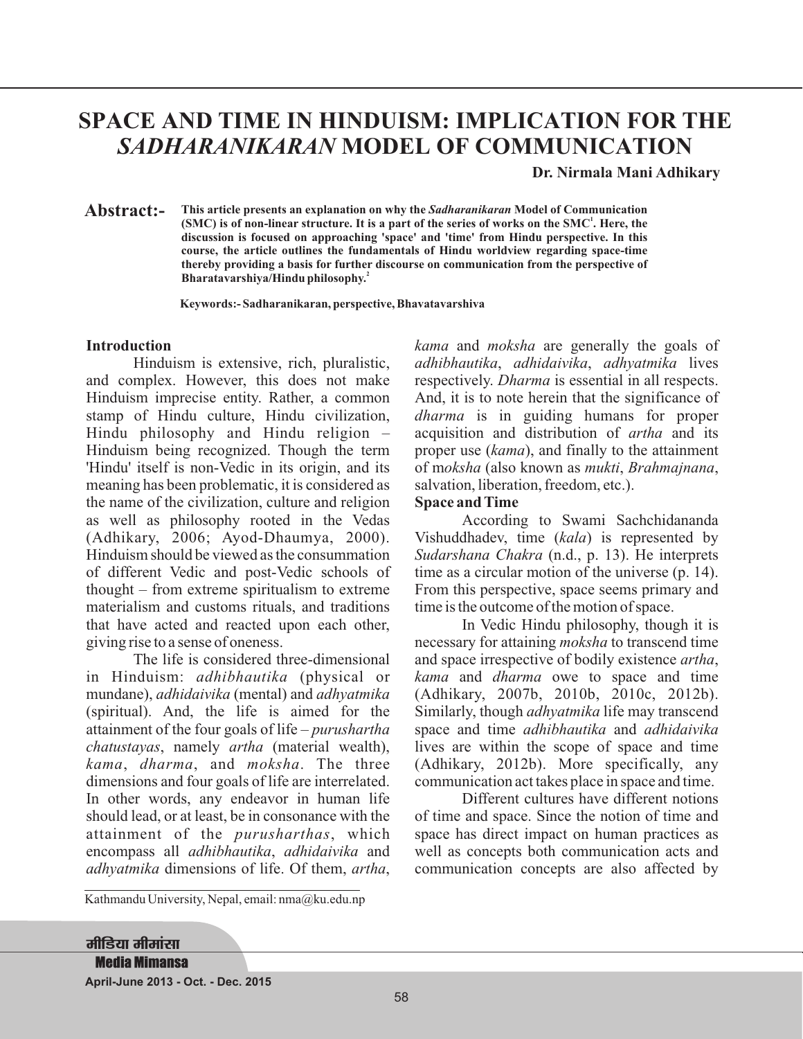# SPACE AND TIME IN HINDUISM: IMPLICATION FOR THE *SADHARANIKARAN* MODEL OF COMMUNICATION

**Dr. Nirmala Mani Adhikary**

**Abstract:-** **This article presents an explanation on why the *Sadharanikaran* Model of Communication (SMC) is of non-linear structure. It is a part of the series of works on the SMC[1]. Here, the discussion is focused on approaching 'space' and 'time' from Hindu perspective. In this course, the article outlines the fundamentals of Hindu worldview regarding space-time thereby providing a basis for further discourse on communication from the perspective of Bharatavarshiya/Hindu philosophy.[2]**

**Keywords:- Sadharanikaran, perspective, Bhavatavarshiva**

## Introduction

Hinduism is extensive, rich, pluralistic, and complex. However, this does not make Hinduism imprecise entity. Rather, a common stamp of Hindu culture, Hindu civilization, Hindu philosophy and Hindu religion – Hinduism being recognized. Though the term 'Hindu' itself is non-Vedic in its origin, and its meaning has been problematic, it is considered as the name of the civilization, culture and religion as well as philosophy rooted in the Vedas (Adhikary, 2006; Ayod-Dhaumya, 2000). Hinduism should be viewed as the consummation of different Vedic and post-Vedic schools of thought – from extreme spiritualism to extreme materialism and customs rituals, and traditions that have acted and reacted upon each other, giving rise to a sense of oneness.

The life is considered three-dimensional in Hinduism: *adhibhautika* (physical or mundane), *adhidaivika* (mental) and *adhyatmika* (spiritual). And, the life is aimed for the attainment of the four goals of life – *purushartha chatustayas*, namely *artha* (material wealth), *kama*, *dharma*, and *moksha*. The three dimensions and four goals of life are interrelated. In other words, any endeavor in human life should lead, or at least, be in consonance with the attainment of the *purusharthas*, which encompass all *adhibhautika*, *adhidaivika* and *adhyatmika* dimensions of life. Of them, *artha*, *kama* and *moksha* are generally the goals of *adhibhautika*, *adhidaivika*, *adhyatmika* lives respectively. *Dharma* is essential in all respects. And, it is to note herein that the significance of *dharma* is in guiding humans for proper acquisition and distribution of *artha* and its proper use (*kama*), and finally to the attainment of m*oksha* (also known as *mukti*, *Brahmajnana*, salvation, liberation, freedom, etc.).

## Space and Time

According to Swami Sachchidananda Vishuddhadev, time (*kala*) is represented by *Sudarshana Chakra* (n.d., p. 13). He interprets time as a circular motion of the universe (p. 14). From this perspective, space seems primary and time is the outcome of the motion of space.

In Vedic Hindu philosophy, though it is necessary for attaining *moksha* to transcend time and space irrespective of bodily existence *artha*, *kama* and *dharma* owe to space and time (Adhikary, 2007b, 2010b, 2010c, 2012b). Similarly, though *adhyatmika* life may transcend space and time *adhibhautika* and *adhidaivika* lives are within the scope of space and time (Adhikary, 2012b). More specifically, any communication act takes place in space and time.

Different cultures have different notions of time and space. Since the notion of time and space has direct impact on human practices as well as concepts both communication acts and communication concepts are also affected by

---

Kathmandu University, Nepal, email: nma@ku.edu.np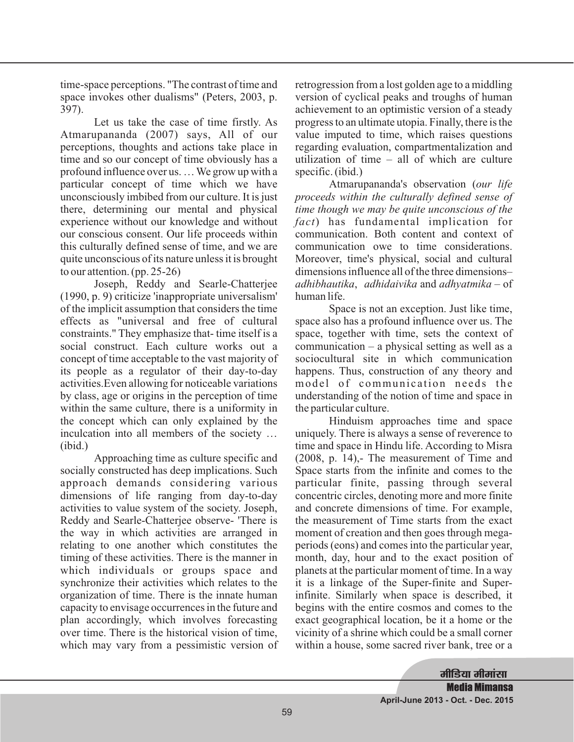time-space perceptions. "The contrast of time and space invokes other dualisms" (Peters, 2003, p. 397).

Let us take the case of time firstly. As Atmarupananda (2007) says, All of our perceptions, thoughts and actions take place in time and so our concept of time obviously has a profound influence over us. … We grow up with a particular concept of time which we have unconsciously imbibed from our culture. It is just there, determining our mental and physical experience without our knowledge and without our conscious consent. Our life proceeds within this culturally defined sense of time, and we are quite unconscious of its nature unless it is brought to our attention. (pp. 25-26)

Joseph, Reddy and Searle-Chatterjee (1990, p. 9) criticize 'inappropriate universalism' of the implicit assumption that considers the time effects as "universal and free of cultural constraints." They emphasize that- time itself is a social construct. Each culture works out a concept of time acceptable to the vast majority of its people as a regulator of their day-to-day activities.Even allowing for noticeable variations by class, age or origins in the perception of time within the same culture, there is a uniformity in the concept which can only explained by the inculcation into all members of the society … (ibid.)

Approaching time as culture specific and socially constructed has deep implications. Such approach demands considering various dimensions of life ranging from day-to-day activities to value system of the society. Joseph, Reddy and Searle-Chatterjee observe- 'There is the way in which activities are arranged in relating to one another which constitutes the timing of these activities. There is the manner in which individuals or groups space and synchronize their activities which relates to the organization of time. There is the innate human capacity to envisage occurrences in the future and plan accordingly, which involves forecasting over time. There is the historical vision of time, which may vary from a pessimistic version of retrogression from a lost golden age to a middling version of cyclical peaks and troughs of human achievement to an optimistic version of a steady progress to an ultimate utopia. Finally, there is the value imputed to time, which raises questions regarding evaluation, compartmentalization and utilization of time – all of which are culture specific. (ibid.)

Atmarupananda's observation (*our life proceeds within the culturally defined sense of time though we may be quite unconscious of the fact*) has fundamental implication for communication. Both content and context of communication owe to time considerations. Moreover, time's physical, social and cultural dimensions influence all of the three dimensions– *adhibhautika*, *adhidaivika* and *adhyatmika* – of human life.

Space is not an exception. Just like time, space also has a profound influence over us. The space, together with time, sets the context of communication – a physical setting as well as a sociocultural site in which communication happens. Thus, construction of any theory and model of communication needs the understanding of the notion of time and space in the particular culture.

Hinduism approaches time and space uniquely. There is always a sense of reverence to time and space in Hindu life. According to Misra (2008, p. 14),- The measurement of Time and Space starts from the infinite and comes to the particular finite, passing through several concentric circles, denoting more and more finite and concrete dimensions of time. For example, the measurement of Time starts from the exact moment of creation and then goes through mega-periods (eons) and comes into the particular year, month, day, hour and to the exact position of planets at the particular moment of time. In a way it is a linkage of the Super-finite and Super-infinite. Similarly when space is described, it begins with the entire cosmos and comes to the exact geographical location, be it a home or the vicinity of a shrine which could be a small corner within a house, some sacred river bank, tree or a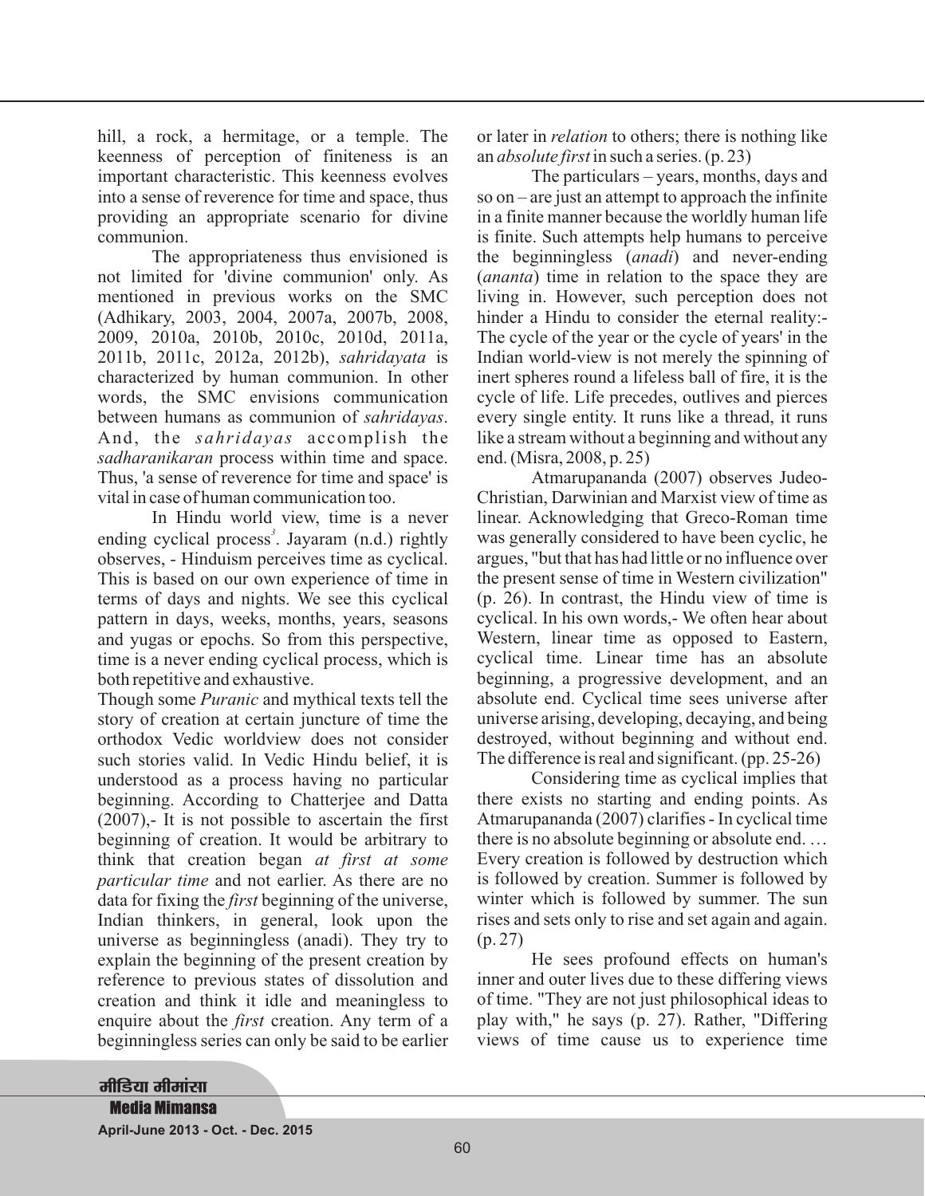hill, a rock, a hermitage, or a temple. The keenness of perception of finiteness is an important characteristic. This keenness evolves into a sense of reverence for time and space, thus providing an appropriate scenario for divine communion.

The appropriateness thus envisioned is not limited for 'divine communion' only. As mentioned in previous works on the SMC (Adhikary, 2003, 2004, 2007a, 2007b, 2008, 2009, 2010a, 2010b, 2010c, 2010d, 2011a, 2011b, 2011c, 2012a, 2012b), *sahridayata* is characterized by human communion. In other words, the SMC envisions communication between humans as communion of *sahridayas*. And, the *sahridayas* accomplish the *sadharanikaran* process within time and space. Thus, 'a sense of reverence for time and space' is vital in case of human communication too.

In Hindu world view, time is a never ending cyclical process[3]. Jayaram (n.d.) rightly observes, - Hinduism perceives time as cyclical. This is based on our own experience of time in terms of days and nights. We see this cyclical pattern in days, weeks, months, years, seasons and yugas or epochs. So from this perspective, time is a never ending cyclical process, which is both repetitive and exhaustive.

Though some *Puranic* and mythical texts tell the story of creation at certain juncture of time the orthodox Vedic worldview does not consider such stories valid. In Vedic Hindu belief, it is understood as a process having no particular beginning. According to Chatterjee and Datta (2007),- It is not possible to ascertain the first beginning of creation. It would be arbitrary to think that creation began *at first at some particular time* and not earlier. As there are no data for fixing the *first* beginning of the universe, Indian thinkers, in general, look upon the universe as beginningless (anadi). They try to explain the beginning of the present creation by reference to previous states of dissolution and creation and think it idle and meaningless to enquire about the *first* creation. Any term of a beginningless series can only be said to be earlier or later in *relation* to others; there is nothing like an *absolute first* in such a series. (p. 23)

The particulars – years, months, days and so on – are just an attempt to approach the infinite in a finite manner because the worldly human life is finite. Such attempts help humans to perceive the beginningless (*anadi*) and never-ending (*ananta*) time in relation to the space they are living in. However, such perception does not hinder a Hindu to consider the eternal reality:- The cycle of the year or the cycle of years' in the Indian world-view is not merely the spinning of inert spheres round a lifeless ball of fire, it is the cycle of life. Life precedes, outlives and pierces every single entity. It runs like a thread, it runs like a stream without a beginning and without any end. (Misra, 2008, p. 25)

Atmarupananda (2007) observes Judeo-Christian, Darwinian and Marxist view of time as linear. Acknowledging that Greco-Roman time was generally considered to have been cyclic, he argues, "but that has had little or no influence over the present sense of time in Western civilization" (p. 26). In contrast, the Hindu view of time is cyclical. In his own words,- We often hear about Western, linear time as opposed to Eastern, cyclical time. Linear time has an absolute beginning, a progressive development, and an absolute end. Cyclical time sees universe after universe arising, developing, decaying, and being destroyed, without beginning and without end. The difference is real and significant. (pp. 25-26)

Considering time as cyclical implies that there exists no starting and ending points. As Atmarupananda (2007) clarifies - In cyclical time there is no absolute beginning or absolute end. … Every creation is followed by destruction which is followed by creation. Summer is followed by winter which is followed by summer. The sun rises and sets only to rise and set again and again. (p. 27)

He sees profound effects on human's inner and outer lives due to these differing views of time. "They are not just philosophical ideas to play with," he says (p. 27). Rather, "Differing views of time cause us to experience time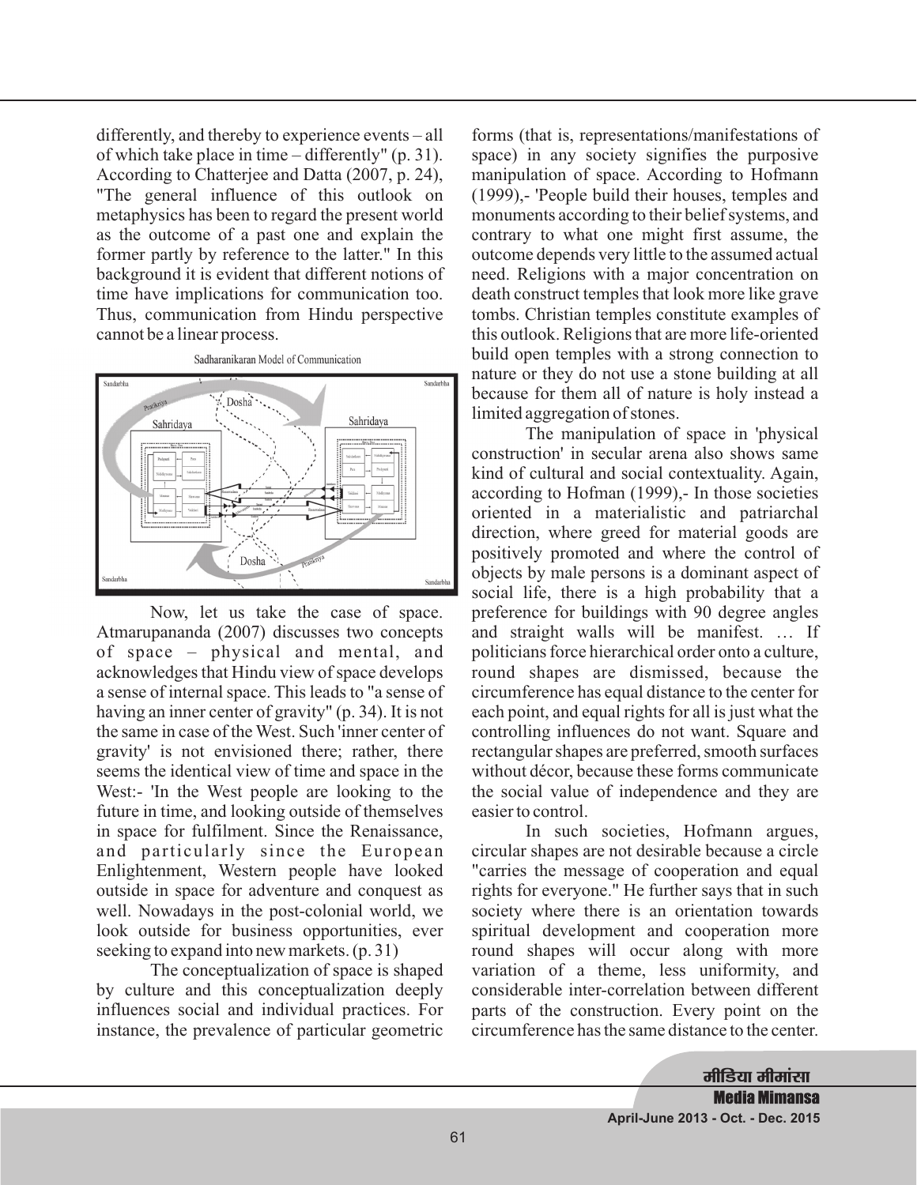differently, and thereby to experience events – all of which take place in time – differently" (p. 31). According to Chatterjee and Datta (2007, p. 24), "The general influence of this outlook on metaphysics has been to regard the present world as the outcome of a past one and explain the former partly by reference to the latter." In this background it is evident that different notions of time have implications for communication too. Thus, communication from Hindu perspective cannot be a linear process.

Sadharanikaran Model of Communication

Now, let us take the case of space. Atmarupananda (2007) discusses two concepts of space – physical and mental, and acknowledges that Hindu view of space develops a sense of internal space. This leads to "a sense of having an inner center of gravity" (p. 34). It is not the same in case of the West. Such 'inner center of gravity' is not envisioned there; rather, there seems the identical view of time and space in the West:- 'In the West people are looking to the future in time, and looking outside of themselves in space for fulfilment. Since the Renaissance, and particularly since the European Enlightenment, Western people have looked outside in space for adventure and conquest as well. Nowadays in the post-colonial world, we look outside for business opportunities, ever seeking to expand into new markets. (p. 31)

The conceptualization of space is shaped by culture and this conceptualization deeply influences social and individual practices. For instance, the prevalence of particular geometric forms (that is, representations/manifestations of space) in any society signifies the purposive manipulation of space. According to Hofmann (1999),- 'People build their houses, temples and monuments according to their belief systems, and contrary to what one might first assume, the outcome depends very little to the assumed actual need. Religions with a major concentration on death construct temples that look more like grave tombs. Christian temples constitute examples of this outlook. Religions that are more life-oriented build open temples with a strong connection to nature or they do not use a stone building at all because for them all of nature is holy instead a limited aggregation of stones.

The manipulation of space in 'physical construction' in secular arena also shows same kind of cultural and social contextuality. Again, according to Hofman (1999),- In those societies oriented in a materialistic and patriarchal direction, where greed for material goods are positively promoted and where the control of objects by male persons is a dominant aspect of social life, there is a high probability that a preference for buildings with 90 degree angles and straight walls will be manifest. … If politicians force hierarchical order onto a culture, round shapes are dismissed, because the circumference has equal distance to the center for each point, and equal rights for all is just what the controlling influences do not want. Square and rectangular shapes are preferred, smooth surfaces without décor, because these forms communicate the social value of independence and they are easier to control.

In such societies, Hofmann argues, circular shapes are not desirable because a circle "carries the message of cooperation and equal rights for everyone." He further says that in such society where there is an orientation towards spiritual development and cooperation more round shapes will occur along with more variation of a theme, less uniformity, and considerable inter-correlation between different parts of the construction. Every point on the circumference has the same distance to the center.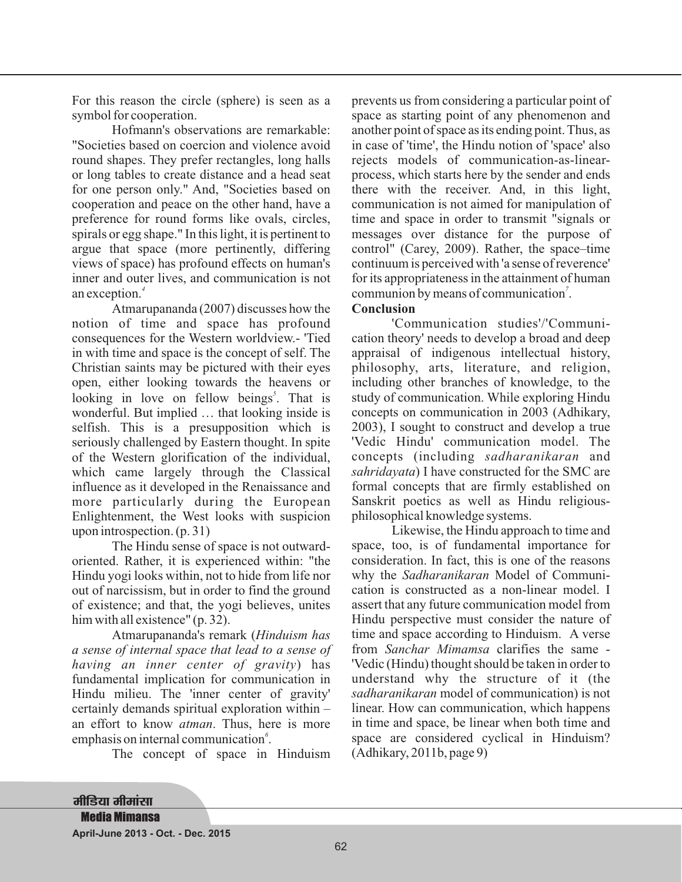For this reason the circle (sphere) is seen as a symbol for cooperation.

Hofmann's observations are remarkable: "Societies based on coercion and violence avoid round shapes. They prefer rectangles, long halls or long tables to create distance and a head seat for one person only." And, "Societies based on cooperation and peace on the other hand, have a preference for round forms like ovals, circles, spirals or egg shape." In this light, it is pertinent to argue that space (more pertinently, differing views of space) has profound effects on human's inner and outer lives, and communication is not an exception.[4]

Atmarupananda (2007) discusses how the notion of time and space has profound consequences for the Western worldview.- 'Tied in with time and space is the concept of self. The Christian saints may be pictured with their eyes open, either looking towards the heavens or looking in love on fellow beings[5]. That is wonderful. But implied … that looking inside is selfish. This is a presupposition which is seriously challenged by Eastern thought. In spite of the Western glorification of the individual, which came largely through the Classical influence as it developed in the Renaissance and more particularly during the European Enlightenment, the West looks with suspicion upon introspection. (p. 31)

The Hindu sense of space is not outward-oriented. Rather, it is experienced within: "the Hindu yogi looks within, not to hide from life nor out of narcissism, but in order to find the ground of existence; and that, the yogi believes, unites him with all existence" (p. 32).

Atmarupananda's remark (*Hinduism has a sense of internal space that lead to a sense of having an inner center of gravity*) has fundamental implication for communication in Hindu milieu. The 'inner center of gravity' certainly demands spiritual exploration within – an effort to know *atman*. Thus, here is more emphasis on internal communication[6].

The concept of space in Hinduism prevents us from considering a particular point of space as starting point of any phenomenon and another point of space as its ending point. Thus, as in case of 'time', the Hindu notion of 'space' also rejects models of communication-as-linear-process, which starts here by the sender and ends there with the receiver. And, in this light, communication is not aimed for manipulation of time and space in order to transmit "signals or messages over distance for the purpose of control" (Carey, 2009). Rather, the space–time continuum is perceived with 'a sense of reverence' for its appropriateness in the attainment of human communion by means of communication[7].

## Conclusion

'Communication studies'/'Communication theory' needs to develop a broad and deep appraisal of indigenous intellectual history, philosophy, arts, literature, and religion, including other branches of knowledge, to the study of communication. While exploring Hindu concepts on communication in 2003 (Adhikary, 2003), I sought to construct and develop a true 'Vedic Hindu' communication model. The concepts (including *sadharanikaran* and *sahridayata*) I have constructed for the SMC are formal concepts that are firmly established on Sanskrit poetics as well as Hindu religious-philosophical knowledge systems.

Likewise, the Hindu approach to time and space, too, is of fundamental importance for consideration. In fact, this is one of the reasons why the *Sadharanikaran* Model of Communication is constructed as a non-linear model. I assert that any future communication model from Hindu perspective must consider the nature of time and space according to Hinduism. A verse from *Sanchar Mimamsa* clarifies the same - 'Vedic (Hindu) thought should be taken in order to understand why the structure of it (the *sadharanikaran* model of communication) is not linear. How can communication, which happens in time and space, be linear when both time and space are considered cyclical in Hinduism? (Adhikary, 2011b, page 9)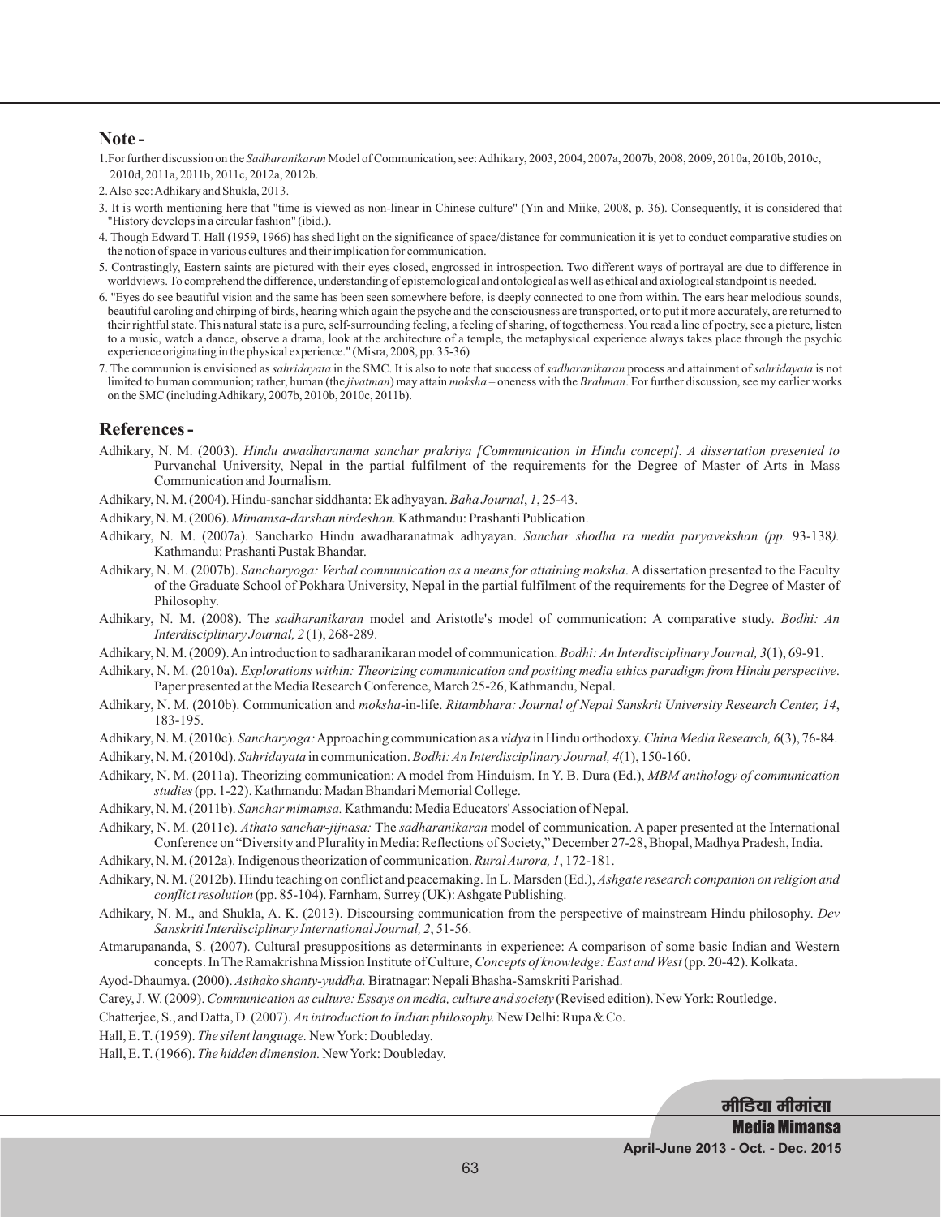## Note -

1. For further discussion on the *Sadharanikaran* Model of Communication, see: Adhikary, 2003, 2004, 2007a, 2007b, 2008, 2009, 2010a, 2010b, 2010c, 2010d, 2011a, 2011b, 2011c, 2012a, 2012b.
2. Also see: Adhikary and Shukla, 2013.
3. It is worth mentioning here that "time is viewed as non-linear in Chinese culture" (Yin and Miike, 2008, p. 36). Consequently, it is considered that "History develops in a circular fashion" (ibid.).
4. Though Edward T. Hall (1959, 1966) has shed light on the significance of space/distance for communication it is yet to conduct comparative studies on the notion of space in various cultures and their implication for communication.
5. Contrastingly, Eastern saints are pictured with their eyes closed, engrossed in introspection. Two different ways of portrayal are due to difference in worldviews. To comprehend the difference, understanding of epistemological and ontological as well as ethical and axiological standpoint is needed.
6. "Eyes do see beautiful vision and the same has been seen somewhere before, is deeply connected to one from within. The ears hear melodious sounds, beautiful caroling and chirping of birds, hearing which again the psyche and the consciousness are transported, or to put it more accurately, are returned to their rightful state. This natural state is a pure, self-surrounding feeling, a feeling of sharing, of togetherness. You read a line of poetry, see a picture, listen to a music, watch a dance, observe a drama, look at the architecture of a temple, the metaphysical experience always takes place through the psychic experience originating in the physical experience." (Misra, 2008, pp. 35-36)
7. The communion is envisioned as *sahridayata* in the SMC. It is also to note that success of *sadharanikaran* process and attainment of *sahridayata* is not limited to human communion; rather, human (the *jivatman*) may attain *moksha* – oneness with the *Brahman*. For further discussion, see my earlier works on the SMC (including Adhikary, 2007b, 2010b, 2010c, 2011b).

## References -

Adhikary, N. M. (2003). *Hindu awadharanama sanchar prakriya [Communication in Hindu concept]. A dissertation presented to* Purvanchal University, Nepal in the partial fulfilment of the requirements for the Degree of Master of Arts in Mass Communication and Journalism.

Adhikary, N. M. (2004). Hindu-sanchar siddhanta: Ek adhyayan. *Baha Journal*, *1*, 25-43.

Adhikary, N. M. (2006). *Mimamsa-darshan nirdeshan.* Kathmandu: Prashanti Publication.

Adhikary, N. M. (2007a). Sancharko Hindu awadharanatmak adhyayan. *Sanchar shodha ra media paryavekshan (pp.* 93-138*).* Kathmandu: Prashanti Pustak Bhandar.

Adhikary, N. M. (2007b). *Sancharyoga: Verbal communication as a means for attaining moksha*. A dissertation presented to the Faculty of the Graduate School of Pokhara University, Nepal in the partial fulfilment of the requirements for the Degree of Master of Philosophy.

Adhikary, N. M. (2008). The *sadharanikaran* model and Aristotle's model of communication: A comparative study. *Bodhi: An Interdisciplinary Journal, 2* (1), 268-289.

Adhikary, N. M. (2009). An introduction to sadharanikaran model of communication. *Bodhi: An Interdisciplinary Journal, 3*(1), 69-91.

Adhikary, N. M. (2010a). *Explorations within: Theorizing communication and positing media ethics paradigm from Hindu perspective*. Paper presented at the Media Research Conference, March 25-26, Kathmandu, Nepal.

Adhikary, N. M. (2010b). Communication and *moksha*-in-life. *Ritambhara: Journal of Nepal Sanskrit University Research Center, 14*, 183-195.

Adhikary, N. M. (2010c). *Sancharyoga:* Approaching communication as a *vidya* in Hindu orthodoxy. *China Media Research, 6*(3), 76-84.

Adhikary, N. M. (2010d). *Sahridayata* in communication. *Bodhi: An Interdisciplinary Journal, 4*(1), 150-160.

Adhikary, N. M. (2011a). Theorizing communication: A model from Hinduism. In Y. B. Dura (Ed.), *MBM anthology of communication studies* (pp. 1-22). Kathmandu: Madan Bhandari Memorial College.

Adhikary, N. M. (2011b). *Sanchar mimamsa.* Kathmandu: Media Educators' Association of Nepal.

Adhikary, N. M. (2011c). *Athato sanchar-jijnasa:* The *sadharanikaran* model of communication. A paper presented at the International Conference on "Diversity and Plurality in Media: Reflections of Society," December 27-28, Bhopal, Madhya Pradesh, India.

Adhikary, N. M. (2012a). Indigenous theorization of communication. *Rural Aurora, 1*, 172-181.

Adhikary, N. M. (2012b). Hindu teaching on conflict and peacemaking. In L. Marsden (Ed.), *Ashgate research companion on religion and conflict resolution* (pp. 85-104). Farnham, Surrey (UK): Ashgate Publishing.

Adhikary, N. M., and Shukla, A. K. (2013). Discoursing communication from the perspective of mainstream Hindu philosophy. *Dev Sanskriti Interdisciplinary International Journal, 2*, 51-56.

Atmarupananda, S. (2007). Cultural presuppositions as determinants in experience: A comparison of some basic Indian and Western concepts. In The Ramakrishna Mission Institute of Culture, *Concepts of knowledge: East and West* (pp. 20-42). Kolkata.

Ayod-Dhaumya. (2000). *Asthako shanty-yuddha.* Biratnagar: Nepali Bhasha-Samskriti Parishad.

Carey, J. W. (2009). *Communication as culture: Essays on media, culture and society* (Revised edition). New York: Routledge.

Chatterjee, S., and Datta, D. (2007). *An introduction to Indian philosophy.* New Delhi: Rupa & Co.

Hall, E. T. (1959). *The silent language.* New York: Doubleday.

Hall, E. T. (1966). *The hidden dimension.* New York: Doubleday.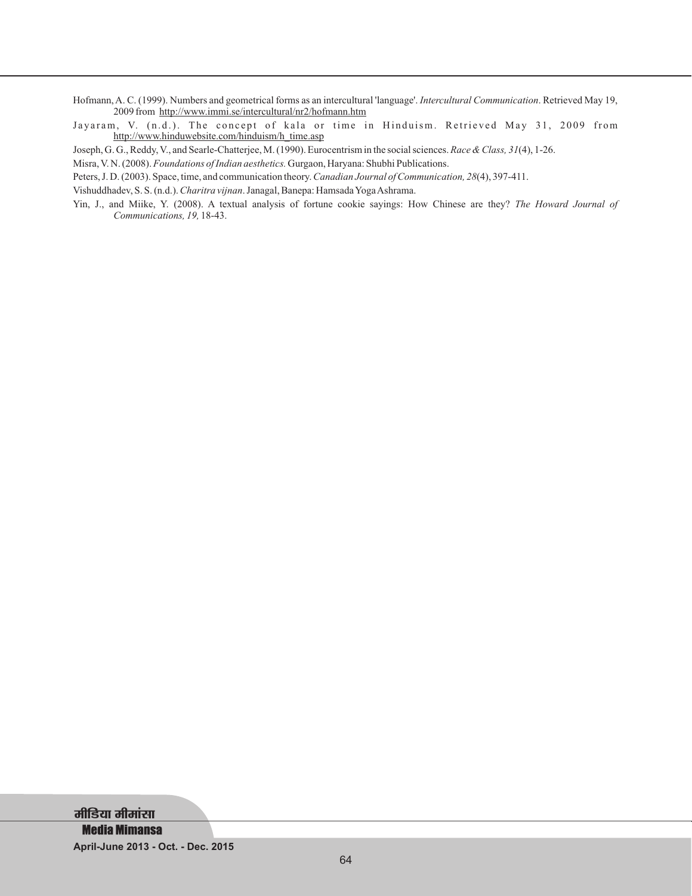Hofmann, A. C. (1999). Numbers and geometrical forms as an intercultural 'language'. *Intercultural Communication*. Retrieved May 19, 2009 from http://www.immi.se/intercultural/nr2/hofmann.htm

Jayaram, V. (n.d.). The concept of kala or time in Hinduism. Retrieved May 31, 2009 from http://www.hinduwebsite.com/hinduism/h_time.asp

Joseph, G. G., Reddy, V., and Searle-Chatterjee, M. (1990). Eurocentrism in the social sciences. *Race & Class, 31*(4), 1-26.

Misra, V. N. (2008). *Foundations of Indian aesthetics*. Gurgaon, Haryana: Shubhi Publications.

Peters, J. D. (2003). Space, time, and communication theory. *Canadian Journal of Communication, 28*(4), 397-411.

Vishuddhadev, S. S. (n.d.). *Charitra vijnan*. Janagal, Banepa: Hamsada Yoga Ashrama.

Yin, J., and Miike, Y. (2008). A textual analysis of fortune cookie sayings: How Chinese are they? *The Howard Journal of Communications, 19,* 18-43.